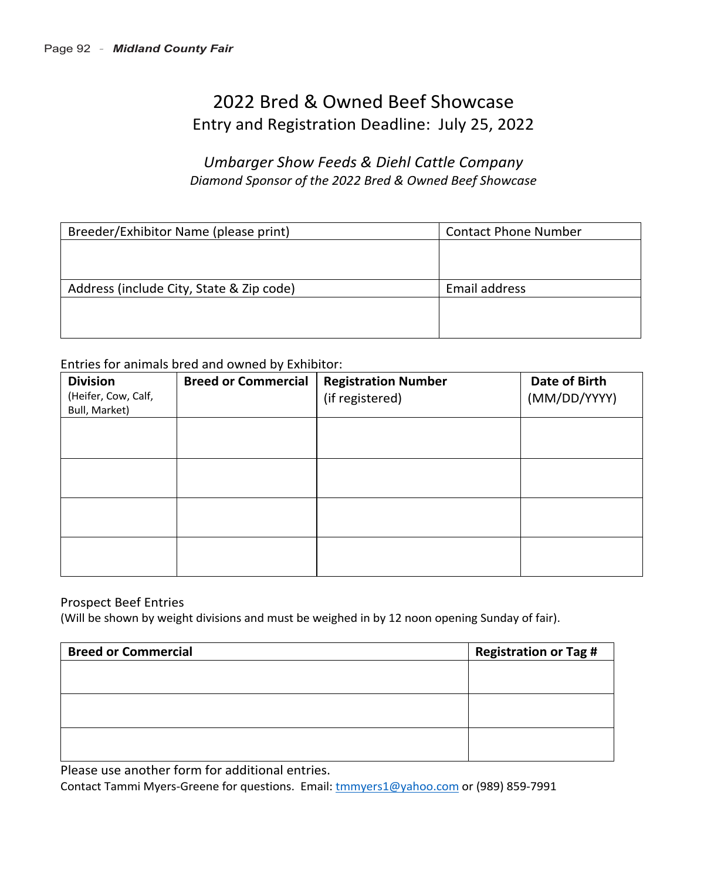# 2022 Bred & Owned Beef Showcase

## Entry and Registration Deadline: July 25, 2022

*Umbarger Show Feeds & Diehl Cattle Company*

*Diamond Sponsor of the 2022 Bred & Owned Beef Showcase*

| Breeder/Exhibitor Name (please print) | Contact Phone Number |
|---|---|
| | |
| Address (include City, State & Zip code) | Email address |
| | |

Entries for animals bred and owned by Exhibitor:

| **Division** (Heifer, Cow, Calf, Bull, Market) | **Breed or Commercial** | **Registration Number** (if registered) | **Date of Birth** (MM/DD/YYYY) |
|---|---|---|---|
| | | | |
| | | | |
| | | | |
| | | | |

Prospect Beef Entries

(Will be shown by weight divisions and must be weighed in by 12 noon opening Sunday of fair).

| **Breed or Commercial** | **Registration or Tag #** |
|---|---|
| | |
| | |
| | |

Please use another form for additional entries.

Contact Tammi Myers-Greene for questions. Email: tmmyers1@yahoo.com or (989) 859-7991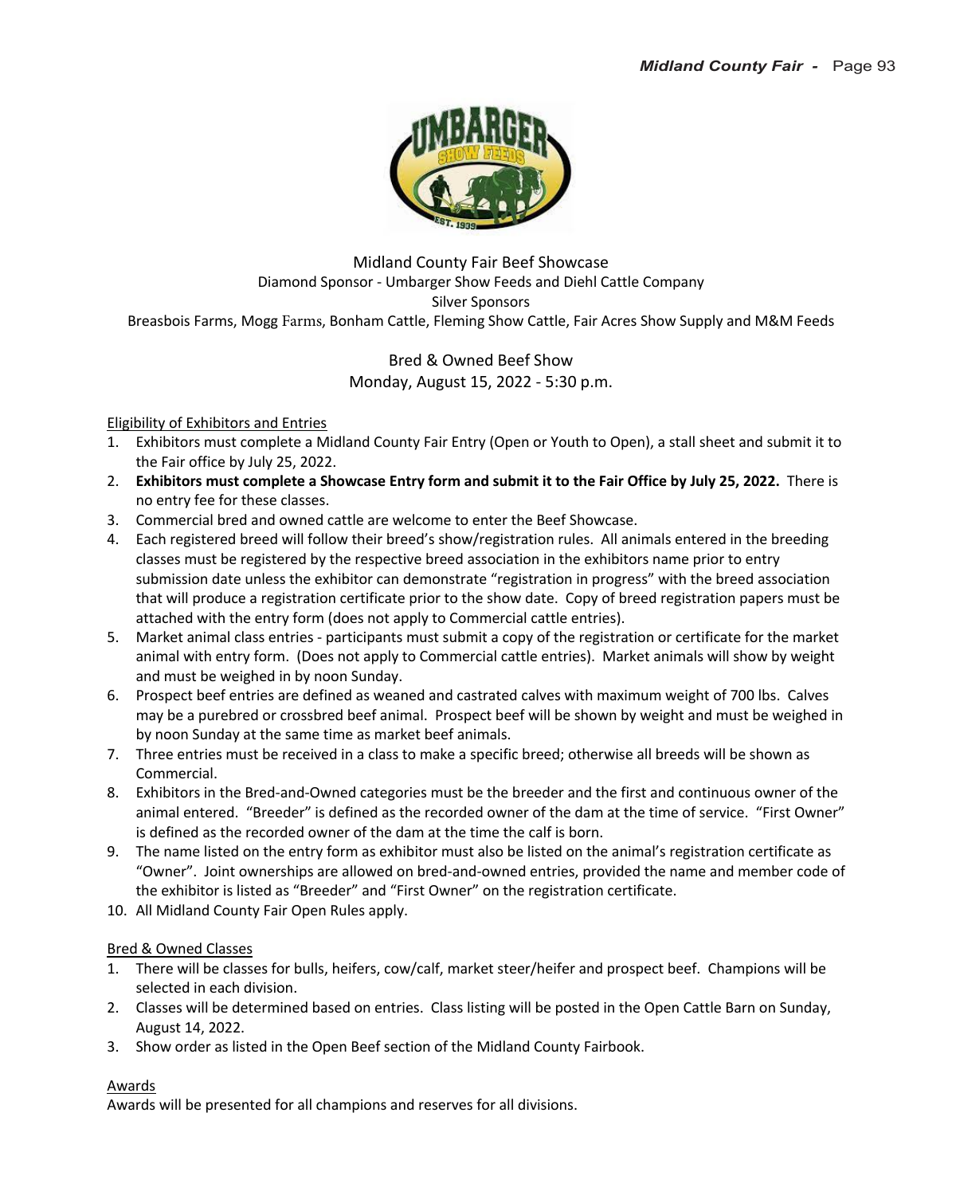Midland County Fair Beef Showcase

Diamond Sponsor - Umbarger Show Feeds and Diehl Cattle Company

Silver Sponsors

Breasbois Farms, Mogg Farms, Bonham Cattle, Fleming Show Cattle, Fair Acres Show Supply and M&M Feeds

## Bred & Owned Beef Show

Monday, August 15, 2022 - 5:30 p.m.

### Eligibility of Exhibitors and Entries

1. Exhibitors must complete a Midland County Fair Entry (Open or Youth to Open), a stall sheet and submit it to the Fair office by July 25, 2022.
2. **Exhibitors must complete a Showcase Entry form and submit it to the Fair Office by July 25, 2022.** There is no entry fee for these classes.
3. Commercial bred and owned cattle are welcome to enter the Beef Showcase.
4. Each registered breed will follow their breed's show/registration rules. All animals entered in the breeding classes must be registered by the respective breed association in the exhibitors name prior to entry submission date unless the exhibitor can demonstrate "registration in progress" with the breed association that will produce a registration certificate prior to the show date. Copy of breed registration papers must be attached with the entry form (does not apply to Commercial cattle entries).
5. Market animal class entries - participants must submit a copy of the registration or certificate for the market animal with entry form. (Does not apply to Commercial cattle entries). Market animals will show by weight and must be weighed in by noon Sunday.
6. Prospect beef entries are defined as weaned and castrated calves with maximum weight of 700 lbs. Calves may be a purebred or crossbred beef animal. Prospect beef will be shown by weight and must be weighed in by noon Sunday at the same time as market beef animals.
7. Three entries must be received in a class to make a specific breed; otherwise all breeds will be shown as Commercial.
8. Exhibitors in the Bred-and-Owned categories must be the breeder and the first and continuous owner of the animal entered. "Breeder" is defined as the recorded owner of the dam at the time of service. "First Owner" is defined as the recorded owner of the dam at the time the calf is born.
9. The name listed on the entry form as exhibitor must also be listed on the animal's registration certificate as "Owner". Joint ownerships are allowed on bred-and-owned entries, provided the name and member code of the exhibitor is listed as "Breeder" and "First Owner" on the registration certificate.
10. All Midland County Fair Open Rules apply.

### Bred & Owned Classes

1. There will be classes for bulls, heifers, cow/calf, market steer/heifer and prospect beef. Champions will be selected in each division.
2. Classes will be determined based on entries. Class listing will be posted in the Open Cattle Barn on Sunday, August 14, 2022.
3. Show order as listed in the Open Beef section of the Midland County Fairbook.

### Awards

Awards will be presented for all champions and reserves for all divisions.